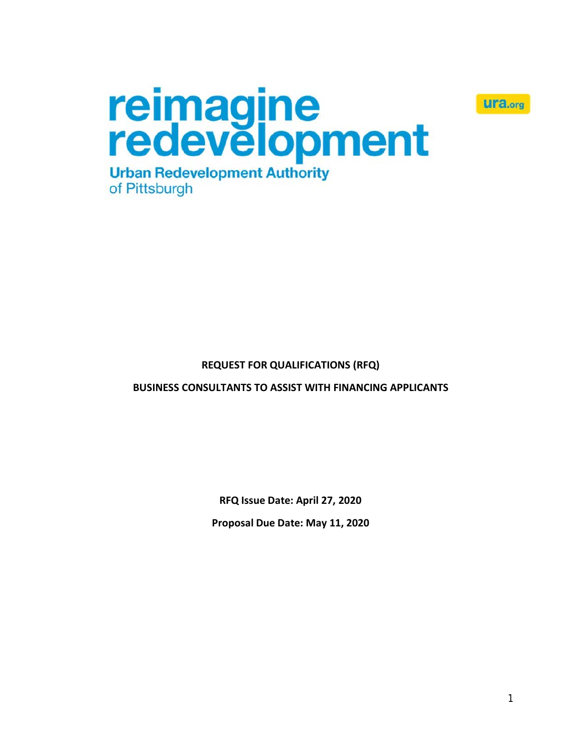reimagine redevelopment

Urban Redevelopment Authority of Pittsburgh

ura.org

**REQUEST FOR QUALIFICATIONS (RFQ)**

**BUSINESS CONSULTANTS TO ASSIST WITH FINANCING APPLICANTS**

**RFQ Issue Date: April 27, 2020**

**Proposal Due Date: May 11, 2020**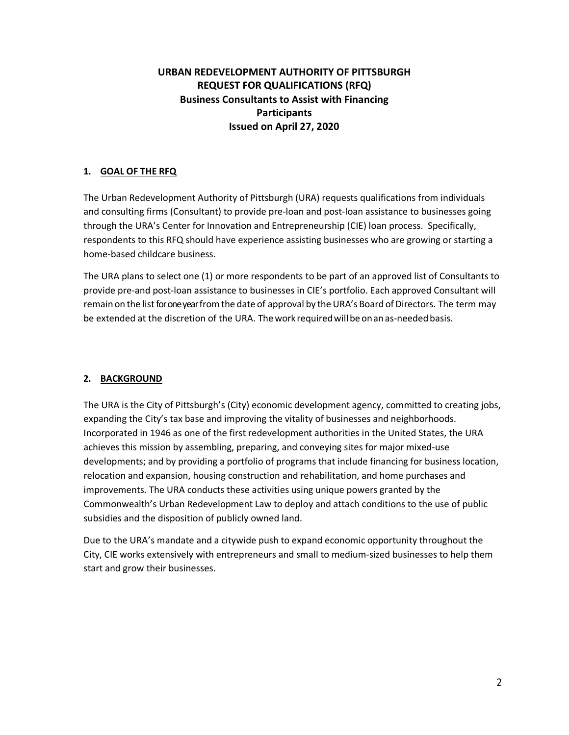**URBAN REDEVELOPMENT AUTHORITY OF PITTSBURGH**
**REQUEST FOR QUALIFICATIONS (RFQ)**
**Business Consultants to Assist with Financing Participants**
**Issued on April 27, 2020**

## 1. GOAL OF THE RFQ

The Urban Redevelopment Authority of Pittsburgh (URA) requests qualifications from individuals and consulting firms (Consultant) to provide pre-loan and post-loan assistance to businesses going through the URA's Center for Innovation and Entrepreneurship (CIE) loan process. Specifically, respondents to this RFQ should have experience assisting businesses who are growing or starting a home-based childcare business.

The URA plans to select one (1) or more respondents to be part of an approved list of Consultants to provide pre-and post-loan assistance to businesses in CIE's portfolio. Each approved Consultant will remain on the list for one year from the date of approval by the URA's Board of Directors. The term may be extended at the discretion of the URA. The work required will be on an as-needed basis.

## 2. BACKGROUND

The URA is the City of Pittsburgh's (City) economic development agency, committed to creating jobs, expanding the City's tax base and improving the vitality of businesses and neighborhoods. Incorporated in 1946 as one of the first redevelopment authorities in the United States, the URA achieves this mission by assembling, preparing, and conveying sites for major mixed-use developments; and by providing a portfolio of programs that include financing for business location, relocation and expansion, housing construction and rehabilitation, and home purchases and improvements. The URA conducts these activities using unique powers granted by the Commonwealth's Urban Redevelopment Law to deploy and attach conditions to the use of public subsidies and the disposition of publicly owned land.

Due to the URA's mandate and a citywide push to expand economic opportunity throughout the City, CIE works extensively with entrepreneurs and small to medium-sized businesses to help them start and grow their businesses.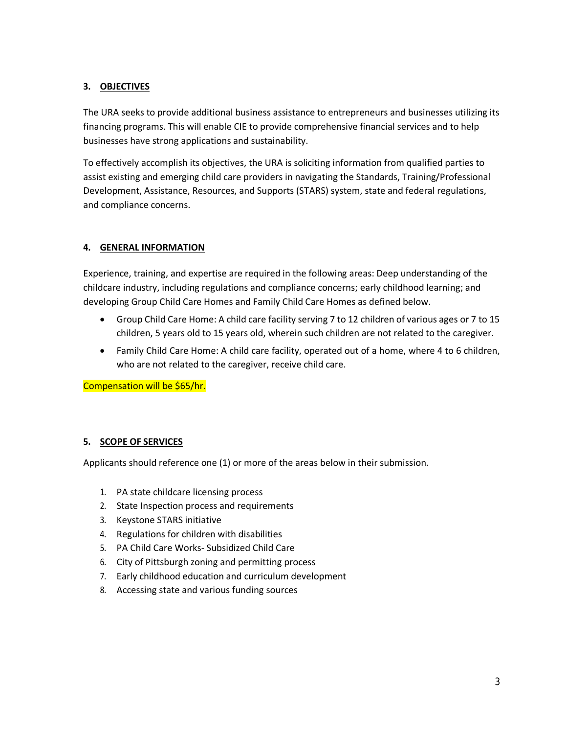## 3. <u>OBJECTIVES</u>

The URA seeks to provide additional business assistance to entrepreneurs and businesses utilizing its financing programs. This will enable CIE to provide comprehensive financial services and to help businesses have strong applications and sustainability.

To effectively accomplish its objectives, the URA is soliciting information from qualified parties to assist existing and emerging child care providers in navigating the Standards, Training/Professional Development, Assistance, Resources, and Supports (STARS) system, state and federal regulations, and compliance concerns.

## 4. <u>GENERAL INFORMATION</u>

Experience, training, and expertise are required in the following areas: Deep understanding of the childcare industry, including regulations and compliance concerns; early childhood learning; and developing Group Child Care Homes and Family Child Care Homes as defined below.

- Group Child Care Home: A child care facility serving 7 to 12 children of various ages or 7 to 15 children, 5 years old to 15 years old, wherein such children are not related to the caregiver.
- Family Child Care Home: A child care facility, operated out of a home, where 4 to 6 children, who are not related to the caregiver, receive child care.

Compensation will be $65/hr.

## 5. <u>SCOPE OF SERVICES</u>

Applicants should reference one (1) or more of the areas below in their submission.

1. PA state childcare licensing process
2. State Inspection process and requirements
3. Keystone STARS initiative
4. Regulations for children with disabilities
5. PA Child Care Works- Subsidized Child Care
6. City of Pittsburgh zoning and permitting process
7. Early childhood education and curriculum development
8. Accessing state and various funding sources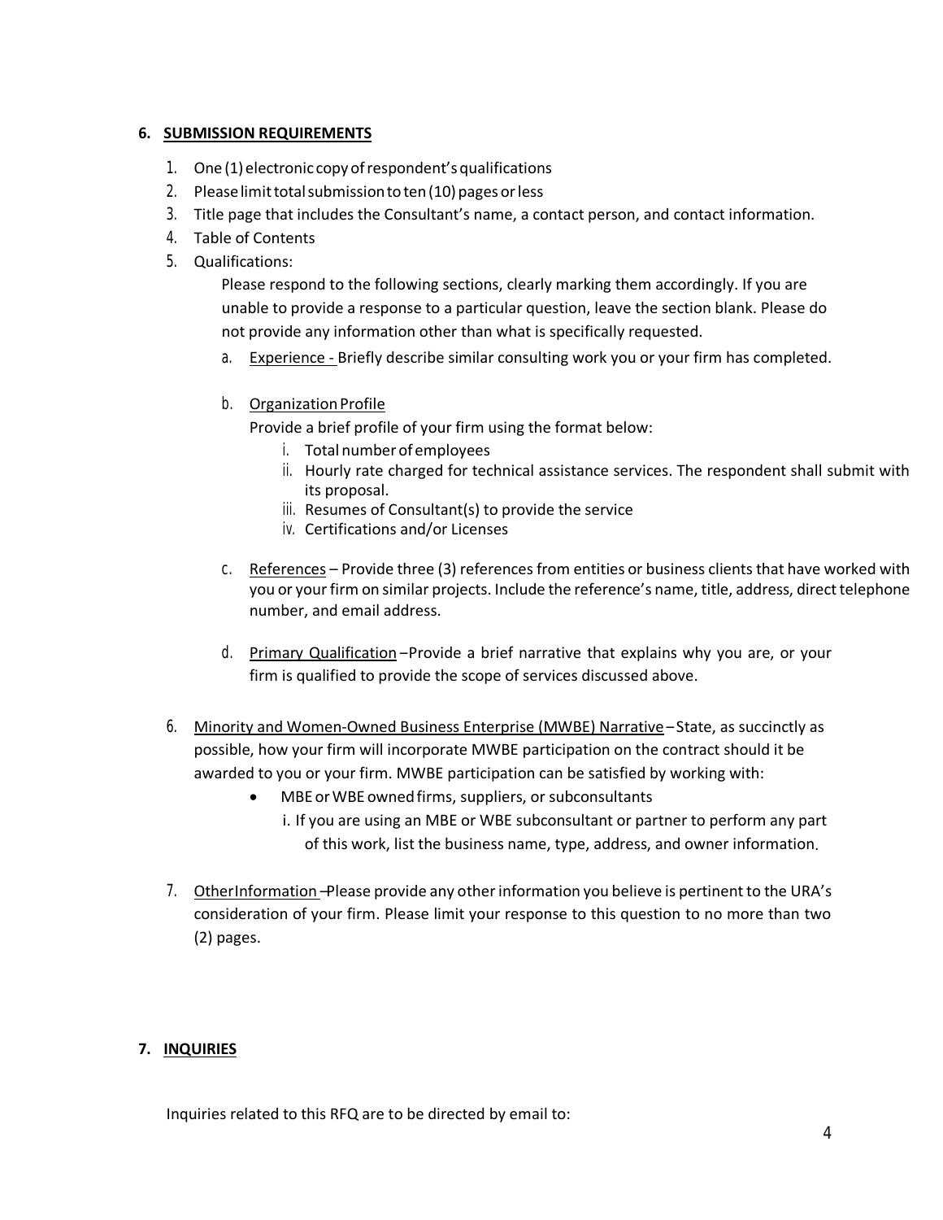## 6. SUBMISSION REQUIREMENTS

1. One (1) electronic copy of respondent's qualifications
2. Please limit total submission to ten (10) pages or less
3. Title page that includes the Consultant's name, a contact person, and contact information.
4. Table of Contents
5. Qualifications:

   Please respond to the following sections, clearly marking them accordingly. If you are unable to provide a response to a particular question, leave the section blank. Please do not provide any information other than what is specifically requested.

   a. Experience - Briefly describe similar consulting work you or your firm has completed.

   b. Organization Profile

      Provide a brief profile of your firm using the format below:

      i. Total number of employees
      ii. Hourly rate charged for technical assistance services. The respondent shall submit with its proposal.
      iii. Resumes of Consultant(s) to provide the service
      iv. Certifications and/or Licenses

   c. References – Provide three (3) references from entities or business clients that have worked with you or your firm on similar projects. Include the reference's name, title, address, direct telephone number, and email address.

   d. Primary Qualification – Provide a brief narrative that explains why you are, or your firm is qualified to provide the scope of services discussed above.

6. Minority and Women-Owned Business Enterprise (MWBE) Narrative – State, as succinctly as possible, how your firm will incorporate MWBE participation on the contract should it be awarded to you or your firm. MWBE participation can be satisfied by working with:

   - MBE or WBE owned firms, suppliers, or subconsultants

     i. If you are using an MBE or WBE subconsultant or partner to perform any part of this work, list the business name, type, address, and owner information.

7. Other Information – Please provide any other information you believe is pertinent to the URA's consideration of your firm. Please limit your response to this question to no more than two (2) pages.

## 7. INQUIRIES

Inquiries related to this RFQ are to be directed by email to: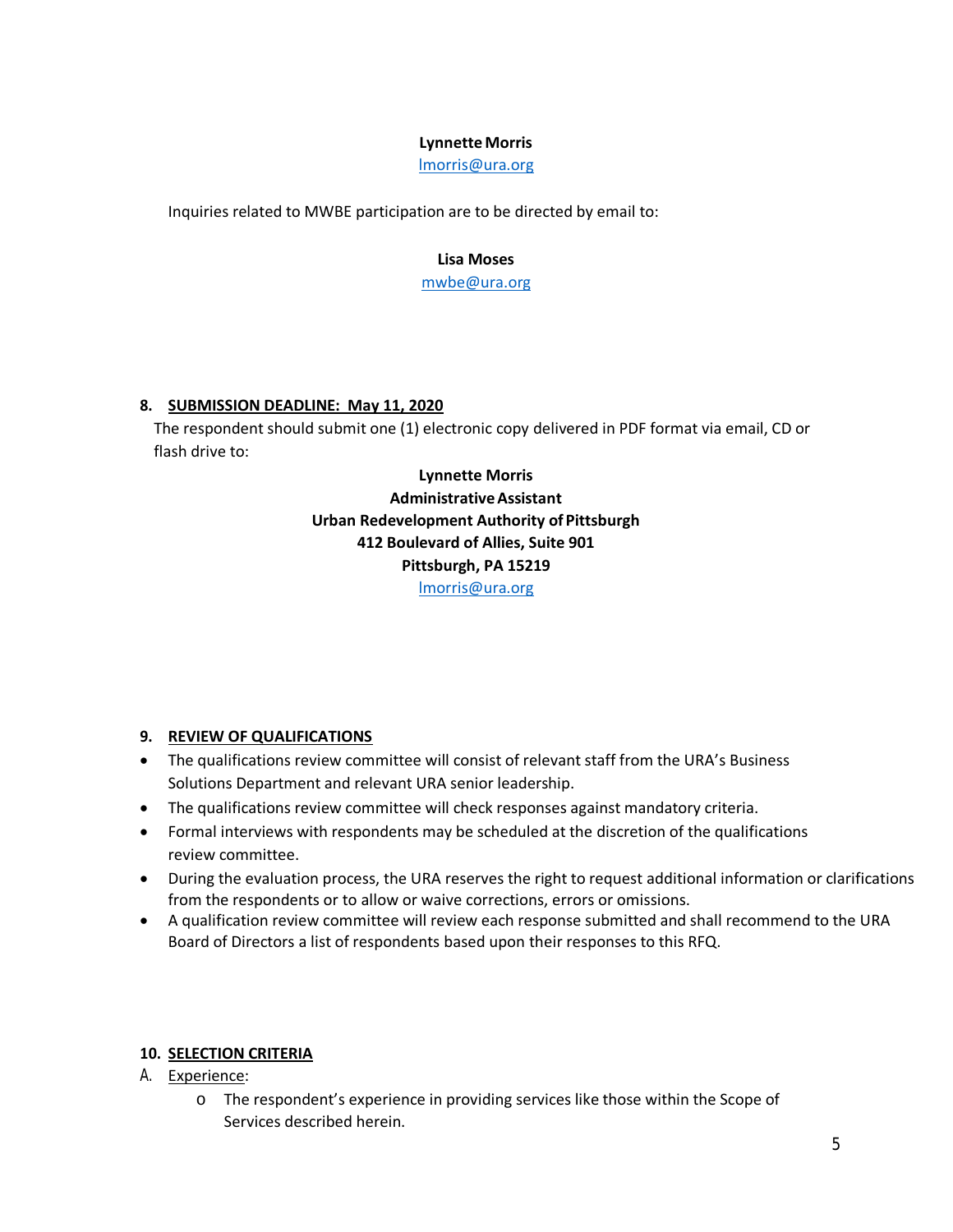**Lynnette Morris**
lmorris@ura.org

Inquiries related to MWBE participation are to be directed by email to:

**Lisa Moses**
mwbe@ura.org

## 8. SUBMISSION DEADLINE: May 11, 2020

The respondent should submit one (1) electronic copy delivered in PDF format via email, CD or flash drive to:

**Lynnette Morris**
**Administrative Assistant**
**Urban Redevelopment Authority of Pittsburgh**
**412 Boulevard of Allies, Suite 901**
**Pittsburgh, PA 15219**
lmorris@ura.org

## 9. REVIEW OF QUALIFICATIONS

- The qualifications review committee will consist of relevant staff from the URA's Business Solutions Department and relevant URA senior leadership.
- The qualifications review committee will check responses against mandatory criteria.
- Formal interviews with respondents may be scheduled at the discretion of the qualifications review committee.
- During the evaluation process, the URA reserves the right to request additional information or clarifications from the respondents or to allow or waive corrections, errors or omissions.
- A qualification review committee will review each response submitted and shall recommend to the URA Board of Directors a list of respondents based upon their responses to this RFQ.

## 10. SELECTION CRITERIA

A. Experience:
   - The respondent's experience in providing services like those within the Scope of Services described herein.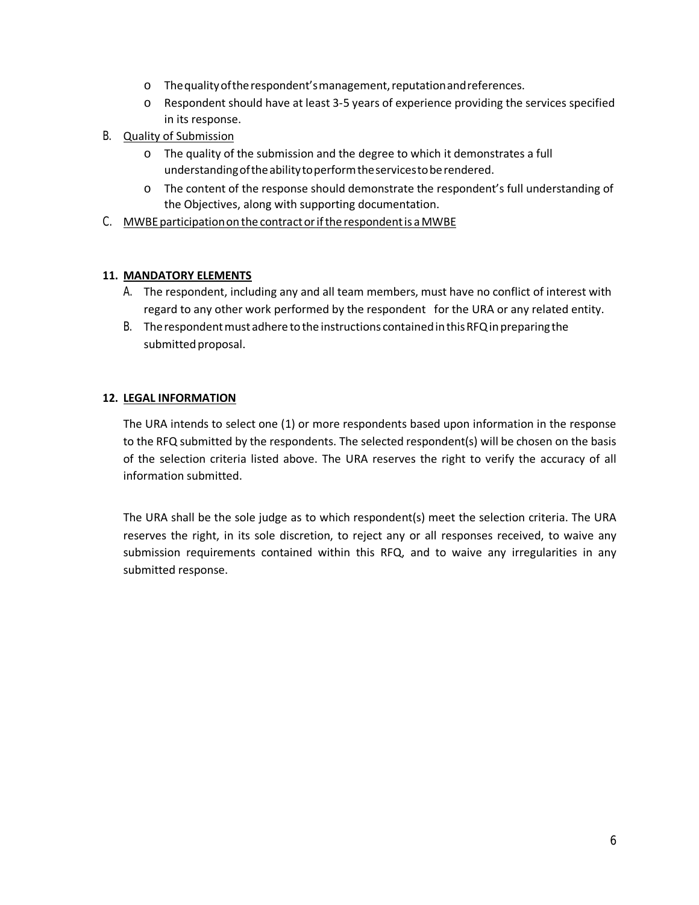- The quality of the respondent's management, reputation and references.
- Respondent should have at least 3-5 years of experience providing the services specified in its response.

B. <u>Quality of Submission</u>

- The quality of the submission and the degree to which it demonstrates a full understanding of the ability to perform the services to be rendered.
- The content of the response should demonstrate the respondent's full understanding of the Objectives, along with supporting documentation.

C. <u>MWBE participation on the contract or if the respondent is a MWBE</u>

## 11. MANDATORY ELEMENTS

A. The respondent, including any and all team members, must have no conflict of interest with regard to any other work performed by the respondent for the URA or any related entity.

B. The respondent must adhere to the instructions contained in this RFQ in preparing the submitted proposal.

## 12. LEGAL INFORMATION

The URA intends to select one (1) or more respondents based upon information in the response to the RFQ submitted by the respondents. The selected respondent(s) will be chosen on the basis of the selection criteria listed above. The URA reserves the right to verify the accuracy of all information submitted.

The URA shall be the sole judge as to which respondent(s) meet the selection criteria. The URA reserves the right, in its sole discretion, to reject any or all responses received, to waive any submission requirements contained within this RFQ, and to waive any irregularities in any submitted response.